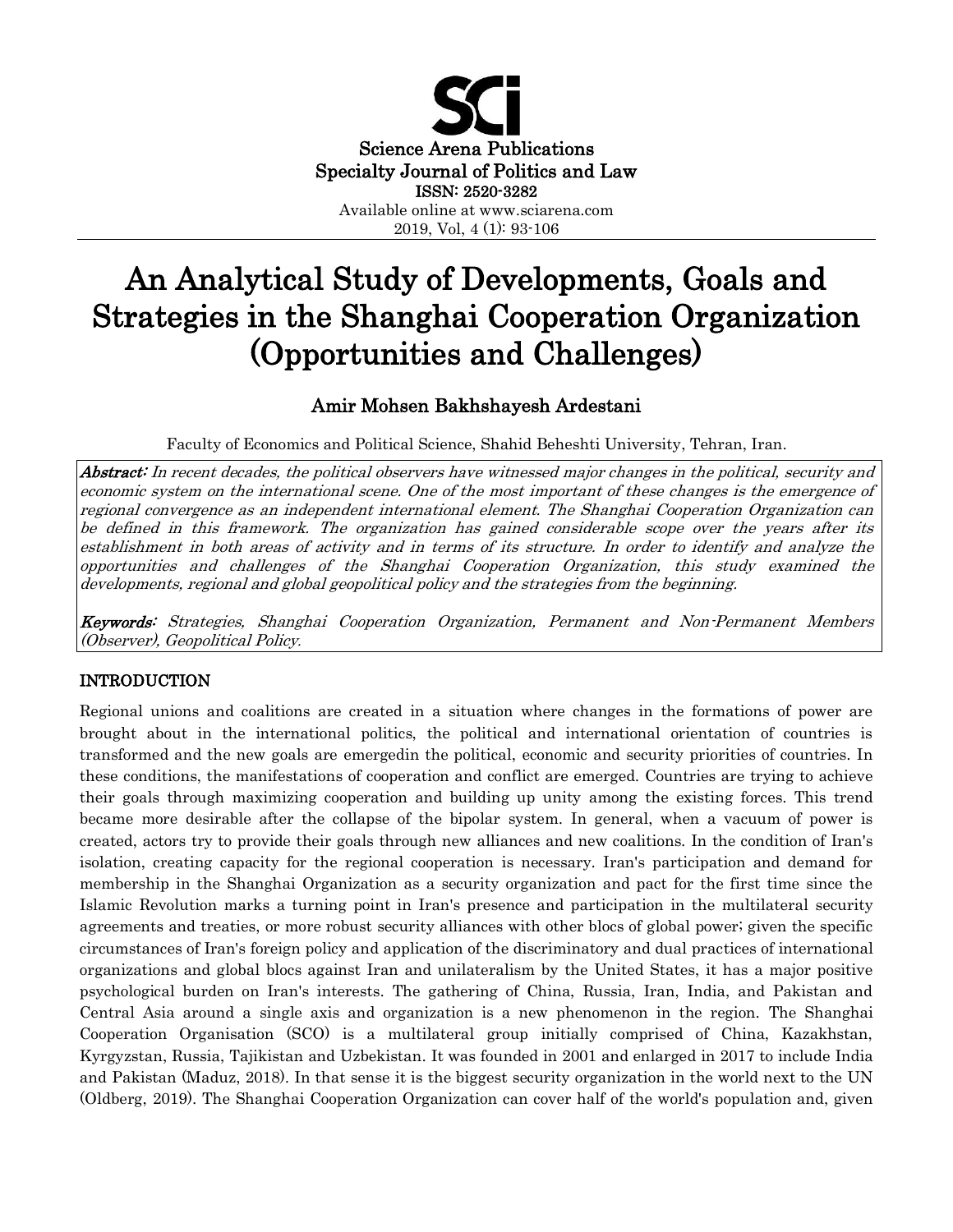Science Arena Publications
Specialty Journal of Politics and Law
ISSN: 2520-3282
Available online at www.sciarena.com
2019, Vol, 4 (1): 93-106

# An Analytical Study of Developments, Goals and Strategies in the Shanghai Cooperation Organization (Opportunities and Challenges)

## Amir Mohsen Bakhshayesh Ardestani

Faculty of Economics and Political Science, Shahid Beheshti University, Tehran, Iran.

***Abstract:*** *In recent decades, the political observers have witnessed major changes in the political, security and economic system on the international scene. One of the most important of these changes is the emergence of regional convergence as an independent international element. The Shanghai Cooperation Organization can be defined in this framework. The organization has gained considerable scope over the years after its establishment in both areas of activity and in terms of its structure. In order to identify and analyze the opportunities and challenges of the Shanghai Cooperation Organization, this study examined the developments, regional and global geopolitical policy and the strategies from the beginning.*

***Keywords:*** *Strategies, Shanghai Cooperation Organization, Permanent and Non-Permanent Members (Observer), Geopolitical Policy.*

## INTRODUCTION

Regional unions and coalitions are created in a situation where changes in the formations of power are brought about in the international politics, the political and international orientation of countries is transformed and the new goals are emergedin the political, economic and security priorities of countries. In these conditions, the manifestations of cooperation and conflict are emerged. Countries are trying to achieve their goals through maximizing cooperation and building up unity among the existing forces. This trend became more desirable after the collapse of the bipolar system. In general, when a vacuum of power is created, actors try to provide their goals through new alliances and new coalitions. In the condition of Iran's isolation, creating capacity for the regional cooperation is necessary. Iran's participation and demand for membership in the Shanghai Organization as a security organization and pact for the first time since the Islamic Revolution marks a turning point in Iran's presence and participation in the multilateral security agreements and treaties, or more robust security alliances with other blocs of global power; given the specific circumstances of Iran's foreign policy and application of the discriminatory and dual practices of international organizations and global blocs against Iran and unilateralism by the United States, it has a major positive psychological burden on Iran's interests. The gathering of China, Russia, Iran, India, and Pakistan and Central Asia around a single axis and organization is a new phenomenon in the region. The Shanghai Cooperation Organisation (SCO) is a multilateral group initially comprised of China, Kazakhstan, Kyrgyzstan, Russia, Tajikistan and Uzbekistan. It was founded in 2001 and enlarged in 2017 to include India and Pakistan (Maduz, 2018). In that sense it is the biggest security organization in the world next to the UN (Oldberg, 2019). The Shanghai Cooperation Organization can cover half of the world's population and, given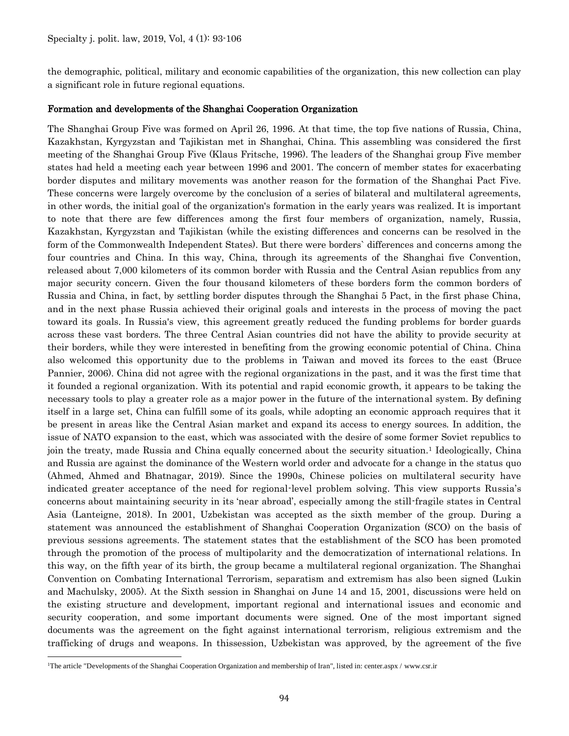the demographic, political, military and economic capabilities of the organization, this new collection can play a significant role in future regional equations.

## Formation and developments of the Shanghai Cooperation Organization

The Shanghai Group Five was formed on April 26, 1996. At that time, the top five nations of Russia, China, Kazakhstan, Kyrgyzstan and Tajikistan met in Shanghai, China. This assembling was considered the first meeting of the Shanghai Group Five (Klaus Fritsche, 1996). The leaders of the Shanghai group Five member states had held a meeting each year between 1996 and 2001. The concern of member states for exacerbating border disputes and military movements was another reason for the formation of the Shanghai Pact Five. These concerns were largely overcome by the conclusion of a series of bilateral and multilateral agreements, in other words, the initial goal of the organization's formation in the early years was realized. It is important to note that there are few differences among the first four members of organization, namely, Russia, Kazakhstan, Kyrgyzstan and Tajikistan (while the existing differences and concerns can be resolved in the form of the Commonwealth Independent States). But there were borders` differences and concerns among the four countries and China. In this way, China, through its agreements of the Shanghai five Convention, released about 7,000 kilometers of its common border with Russia and the Central Asian republics from any major security concern. Given the four thousand kilometers of these borders form the common borders of Russia and China, in fact, by settling border disputes through the Shanghai 5 Pact, in the first phase China, and in the next phase Russia achieved their original goals and interests in the process of moving the pact toward its goals. In Russia's view, this agreement greatly reduced the funding problems for border guards across these vast borders. The three Central Asian countries did not have the ability to provide security at their borders, while they were interested in benefiting from the growing economic potential of China. China also welcomed this opportunity due to the problems in Taiwan and moved its forces to the east (Bruce Pannier, 2006). China did not agree with the regional organizations in the past, and it was the first time that it founded a regional organization. With its potential and rapid economic growth, it appears to be taking the necessary tools to play a greater role as a major power in the future of the international system. By defining itself in a large set, China can fulfill some of its goals, while adopting an economic approach requires that it be present in areas like the Central Asian market and expand its access to energy sources. In addition, the issue of NATO expansion to the east, which was associated with the desire of some former Soviet republics to join the treaty, made Russia and China equally concerned about the security situation.[1] Ideologically, China and Russia are against the dominance of the Western world order and advocate for a change in the status quo (Ahmed, Ahmed and Bhatnagar, 2019). Since the 1990s, Chinese policies on multilateral security have indicated greater acceptance of the need for regional-level problem solving. This view supports Russia's concerns about maintaining security in its 'near abroad', especially among the still-fragile states in Central Asia (Lanteigne, 2018). In 2001, Uzbekistan was accepted as the sixth member of the group. During a statement was announced the establishment of Shanghai Cooperation Organization (SCO) on the basis of previous sessions agreements. The statement states that the establishment of the SCO has been promoted through the promotion of the process of multipolarity and the democratization of international relations. In this way, on the fifth year of its birth, the group became a multilateral regional organization. The Shanghai Convention on Combating International Terrorism, separatism and extremism has also been signed (Lukin and Machulsky, 2005). At the Sixth session in Shanghai on June 14 and 15, 2001, discussions were held on the existing structure and development, important regional and international issues and economic and security cooperation, and some important documents were signed. One of the most important signed documents was the agreement on the fight against international terrorism, religious extremism and the trafficking of drugs and weapons. In thissession, Uzbekistan was approved, by the agreement of the five

---

[1] The article "Developments of the Shanghai Cooperation Organization and membership of Iran", listed in: center.aspx / www.csr.ir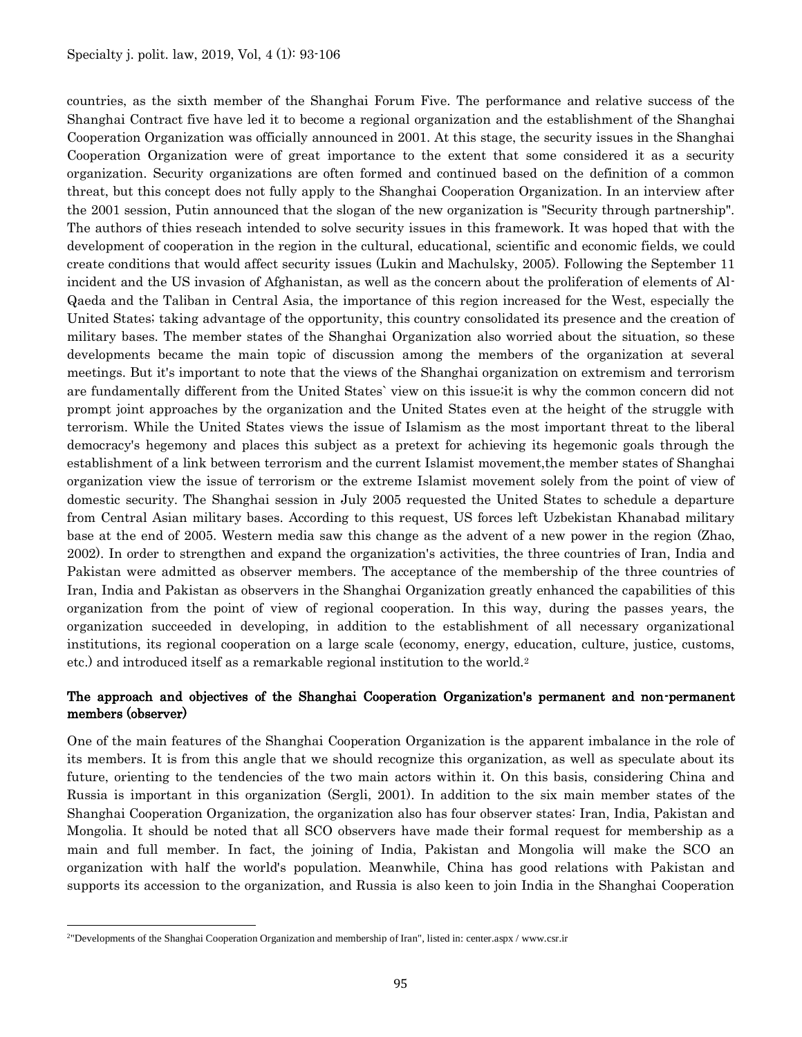countries, as the sixth member of the Shanghai Forum Five. The performance and relative success of the Shanghai Contract five have led it to become a regional organization and the establishment of the Shanghai Cooperation Organization was officially announced in 2001. At this stage, the security issues in the Shanghai Cooperation Organization were of great importance to the extent that some considered it as a security organization. Security organizations are often formed and continued based on the definition of a common threat, but this concept does not fully apply to the Shanghai Cooperation Organization. In an interview after the 2001 session, Putin announced that the slogan of the new organization is "Security through partnership". The authors of thies reseach intended to solve security issues in this framework. It was hoped that with the development of cooperation in the region in the cultural, educational, scientific and economic fields, we could create conditions that would affect security issues (Lukin and Machulsky, 2005). Following the September 11 incident and the US invasion of Afghanistan, as well as the concern about the proliferation of elements of Al-Qaeda and the Taliban in Central Asia, the importance of this region increased for the West, especially the United States; taking advantage of the opportunity, this country consolidated its presence and the creation of military bases. The member states of the Shanghai Organization also worried about the situation, so these developments became the main topic of discussion among the members of the organization at several meetings. But it's important to note that the views of the Shanghai organization on extremism and terrorism are fundamentally different from the United States` view on this issue;it is why the common concern did not prompt joint approaches by the organization and the United States even at the height of the struggle with terrorism. While the United States views the issue of Islamism as the most important threat to the liberal democracy's hegemony and places this subject as a pretext for achieving its hegemonic goals through the establishment of a link between terrorism and the current Islamist movement,the member states of Shanghai organization view the issue of terrorism or the extreme Islamist movement solely from the point of view of domestic security. The Shanghai session in July 2005 requested the United States to schedule a departure from Central Asian military bases. According to this request, US forces left Uzbekistan Khanabad military base at the end of 2005. Western media saw this change as the advent of a new power in the region (Zhao, 2002). In order to strengthen and expand the organization's activities, the three countries of Iran, India and Pakistan were admitted as observer members. The acceptance of the membership of the three countries of Iran, India and Pakistan as observers in the Shanghai Organization greatly enhanced the capabilities of this organization from the point of view of regional cooperation. In this way, during the passes years, the organization succeeded in developing, in addition to the establishment of all necessary organizational institutions, its regional cooperation on a large scale (economy, energy, education, culture, justice, customs, etc.) and introduced itself as a remarkable regional institution to the world.[2]

## The approach and objectives of the Shanghai Cooperation Organization's permanent and non-permanent members (observer)

One of the main features of the Shanghai Cooperation Organization is the apparent imbalance in the role of its members. It is from this angle that we should recognize this organization, as well as speculate about its future, orienting to the tendencies of the two main actors within it. On this basis, considering China and Russia is important in this organization (Sergli, 2001). In addition to the six main member states of the Shanghai Cooperation Organization, the organization also has four observer states: Iran, India, Pakistan and Mongolia. It should be noted that all SCO observers have made their formal request for membership as a main and full member. In fact, the joining of India, Pakistan and Mongolia will make the SCO an organization with half the world's population. Meanwhile, China has good relations with Pakistan and supports its accession to the organization, and Russia is also keen to join India in the Shanghai Cooperation

[2] "Developments of the Shanghai Cooperation Organization and membership of Iran", listed in: center.aspx / www.csr.ir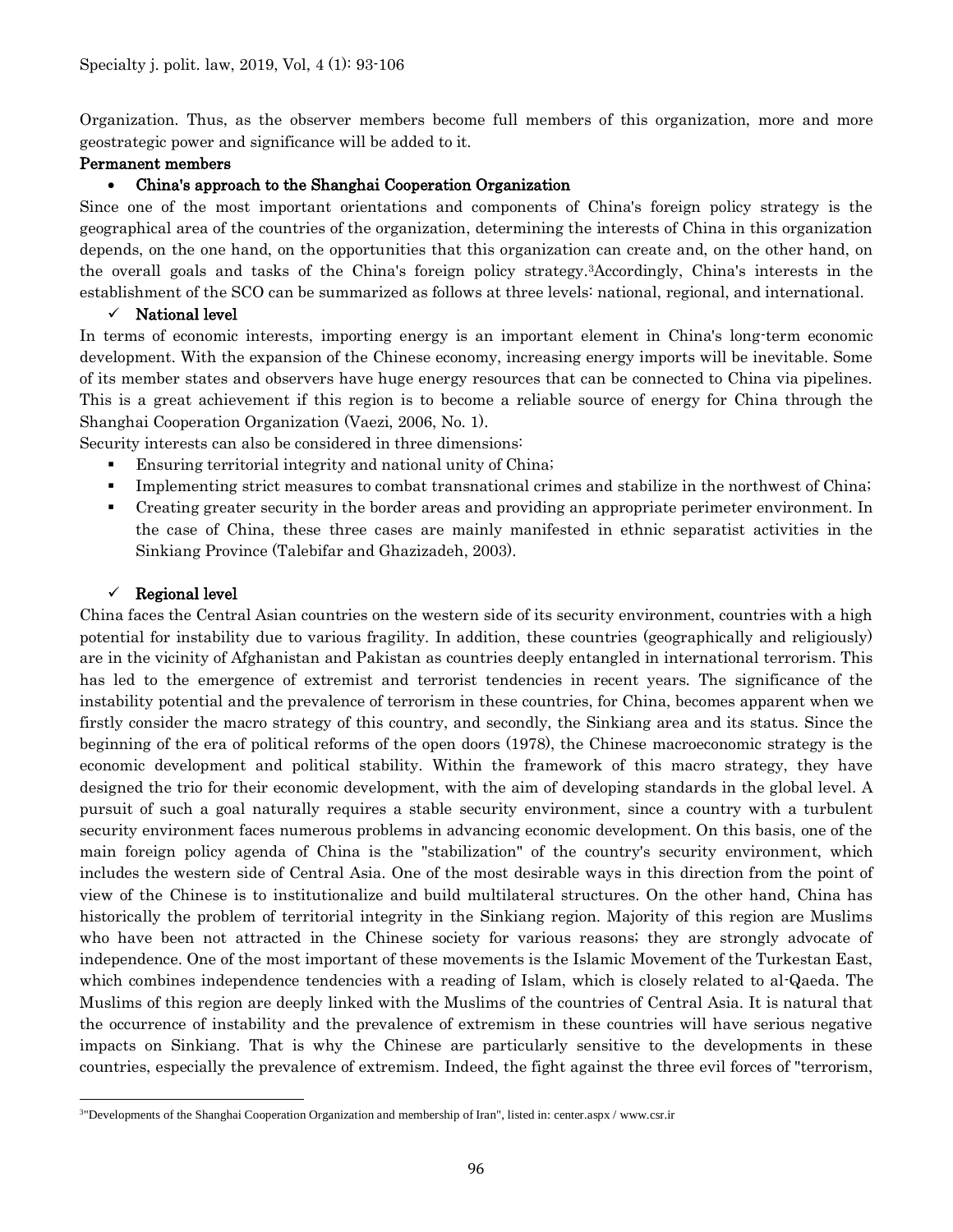Organization. Thus, as the observer members become full members of this organization, more and more geostrategic power and significance will be added to it.

### Permanent members

- **China's approach to the Shanghai Cooperation Organization**

Since one of the most important orientations and components of China's foreign policy strategy is the geographical area of the countries of the organization, determining the interests of China in this organization depends, on the one hand, on the opportunities that this organization can create and, on the other hand, on the overall goals and tasks of the China's foreign policy strategy.[3] Accordingly, China's interests in the establishment of the SCO can be summarized as follows at three levels: national, regional, and international.

- ✓ **National level**

In terms of economic interests, importing energy is an important element in China's long-term economic development. With the expansion of the Chinese economy, increasing energy imports will be inevitable. Some of its member states and observers have huge energy resources that can be connected to China via pipelines. This is a great achievement if this region is to become a reliable source of energy for China through the Shanghai Cooperation Organization (Vaezi, 2006, No. 1).

Security interests can also be considered in three dimensions:

- Ensuring territorial integrity and national unity of China;
- Implementing strict measures to combat transnational crimes and stabilize in the northwest of China;
- Creating greater security in the border areas and providing an appropriate perimeter environment. In the case of China, these three cases are mainly manifested in ethnic separatist activities in the Sinkiang Province (Talebifar and Ghazizadeh, 2003).

- ✓ **Regional level**

China faces the Central Asian countries on the western side of its security environment, countries with a high potential for instability due to various fragility. In addition, these countries (geographically and religiously) are in the vicinity of Afghanistan and Pakistan as countries deeply entangled in international terrorism. This has led to the emergence of extremist and terrorist tendencies in recent years. The significance of the instability potential and the prevalence of terrorism in these countries, for China, becomes apparent when we firstly consider the macro strategy of this country, and secondly, the Sinkiang area and its status. Since the beginning of the era of political reforms of the open doors (1978), the Chinese macroeconomic strategy is the economic development and political stability. Within the framework of this macro strategy, they have designed the trio for their economic development, with the aim of developing standards in the global level. A pursuit of such a goal naturally requires a stable security environment, since a country with a turbulent security environment faces numerous problems in advancing economic development. On this basis, one of the main foreign policy agenda of China is the "stabilization" of the country's security environment, which includes the western side of Central Asia. One of the most desirable ways in this direction from the point of view of the Chinese is to institutionalize and build multilateral structures. On the other hand, China has historically the problem of territorial integrity in the Sinkiang region. Majority of this region are Muslims who have been not attracted in the Chinese society for various reasons; they are strongly advocate of independence. One of the most important of these movements is the Islamic Movement of the Turkestan East, which combines independence tendencies with a reading of Islam, which is closely related to al-Qaeda. The Muslims of this region are deeply linked with the Muslims of the countries of Central Asia. It is natural that the occurrence of instability and the prevalence of extremism in these countries will have serious negative impacts on Sinkiang. That is why the Chinese are particularly sensitive to the developments in these countries, especially the prevalence of extremism. Indeed, the fight against the three evil forces of "terrorism,

---

[3] "Developments of the Shanghai Cooperation Organization and membership of Iran", listed in: center.aspx / www.csr.ir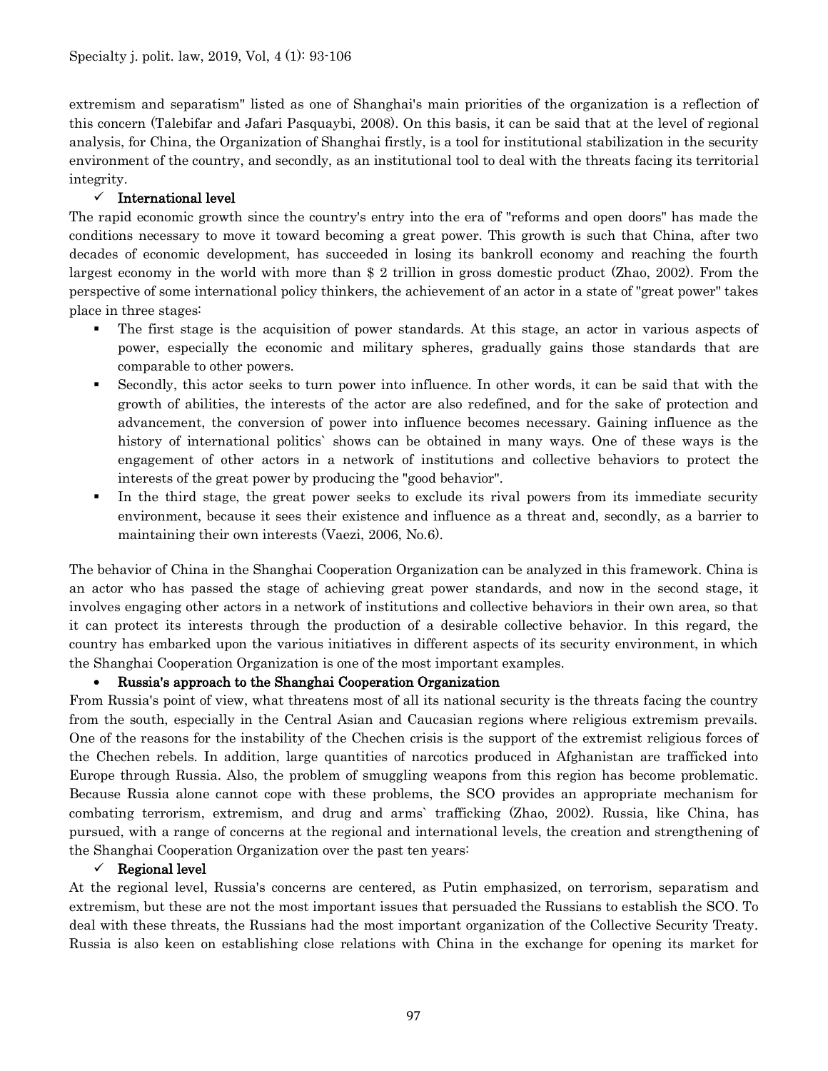extremism and separatism" listed as one of Shanghai's main priorities of the organization is a reflection of this concern (Talebifar and Jafari Pasquaybi, 2008). On this basis, it can be said that at the level of regional analysis, for China, the Organization of Shanghai firstly, is a tool for institutional stabilization in the security environment of the country, and secondly, as an institutional tool to deal with the threats facing its territorial integrity.

#### ✓ International level

The rapid economic growth since the country's entry into the era of "reforms and open doors" has made the conditions necessary to move it toward becoming a great power. This growth is such that China, after two decades of economic development, has succeeded in losing its bankroll economy and reaching the fourth largest economy in the world with more than $ 2 trillion in gross domestic product (Zhao, 2002). From the perspective of some international policy thinkers, the achievement of an actor in a state of "great power" takes place in three stages:

- The first stage is the acquisition of power standards. At this stage, an actor in various aspects of power, especially the economic and military spheres, gradually gains those standards that are comparable to other powers.
- Secondly, this actor seeks to turn power into influence. In other words, it can be said that with the growth of abilities, the interests of the actor are also redefined, and for the sake of protection and advancement, the conversion of power into influence becomes necessary. Gaining influence as the history of international politics` shows can be obtained in many ways. One of these ways is the engagement of other actors in a network of institutions and collective behaviors to protect the interests of the great power by producing the "good behavior".
- In the third stage, the great power seeks to exclude its rival powers from its immediate security environment, because it sees their existence and influence as a threat and, secondly, as a barrier to maintaining their own interests (Vaezi, 2006, No.6).

The behavior of China in the Shanghai Cooperation Organization can be analyzed in this framework. China is an actor who has passed the stage of achieving great power standards, and now in the second stage, it involves engaging other actors in a network of institutions and collective behaviors in their own area, so that it can protect its interests through the production of a desirable collective behavior. In this regard, the country has embarked upon the various initiatives in different aspects of its security environment, in which the Shanghai Cooperation Organization is one of the most important examples.

### Russia's approach to the Shanghai Cooperation Organization

From Russia's point of view, what threatens most of all its national security is the threats facing the country from the south, especially in the Central Asian and Caucasian regions where religious extremism prevails. One of the reasons for the instability of the Chechen crisis is the support of the extremist religious forces of the Chechen rebels. In addition, large quantities of narcotics produced in Afghanistan are trafficked into Europe through Russia. Also, the problem of smuggling weapons from this region has become problematic. Because Russia alone cannot cope with these problems, the SCO provides an appropriate mechanism for combating terrorism, extremism, and drug and arms` trafficking (Zhao, 2002). Russia, like China, has pursued, with a range of concerns at the regional and international levels, the creation and strengthening of the Shanghai Cooperation Organization over the past ten years:

#### ✓ Regional level

At the regional level, Russia's concerns are centered, as Putin emphasized, on terrorism, separatism and extremism, but these are not the most important issues that persuaded the Russians to establish the SCO. To deal with these threats, the Russians had the most important organization of the Collective Security Treaty. Russia is also keen on establishing close relations with China in the exchange for opening its market for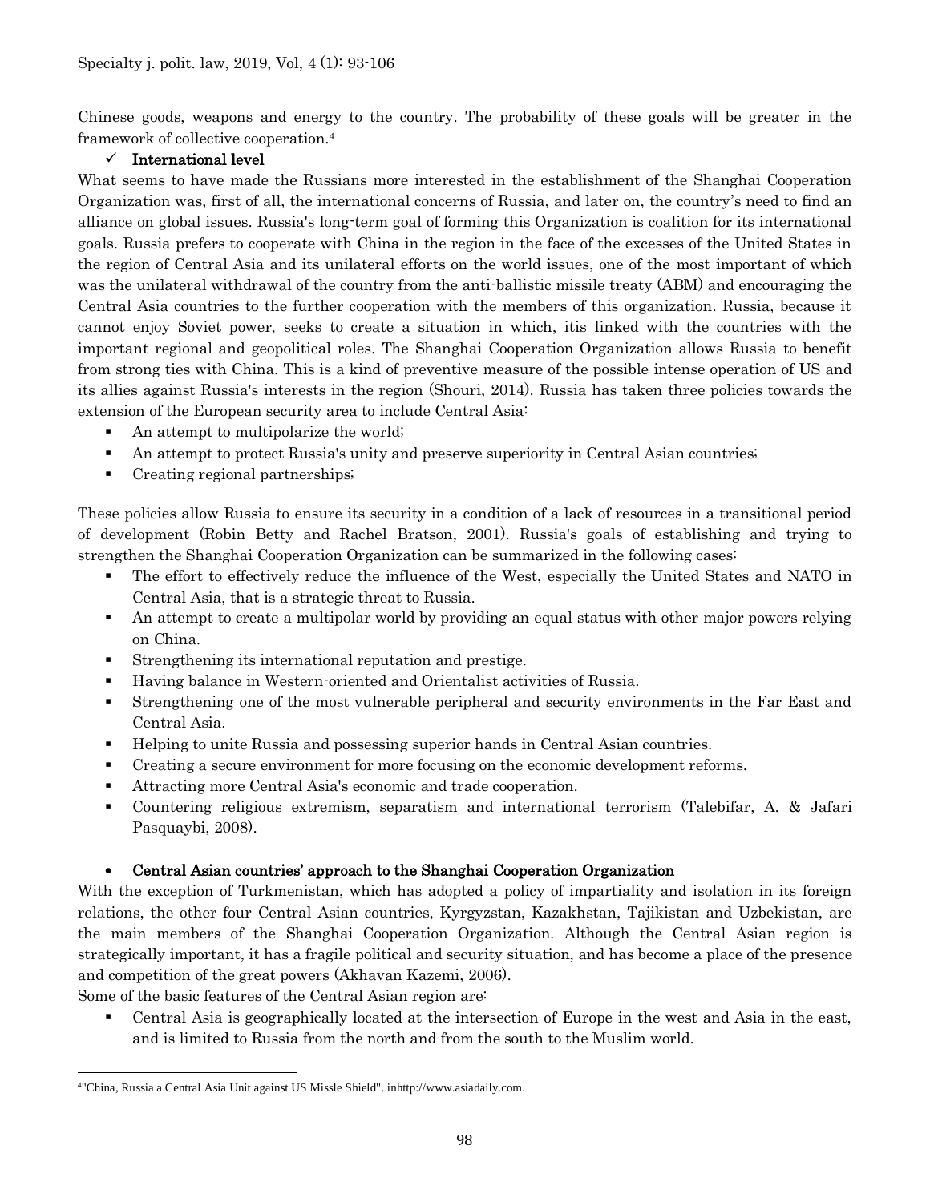Chinese goods, weapons and energy to the country. The probability of these goals will be greater in the framework of collective cooperation.[4]

#### ✓ International level

What seems to have made the Russians more interested in the establishment of the Shanghai Cooperation Organization was, first of all, the international concerns of Russia, and later on, the country's need to find an alliance on global issues. Russia's long-term goal of forming this Organization is coalition for its international goals. Russia prefers to cooperate with China in the region in the face of the excesses of the United States in the region of Central Asia and its unilateral efforts on the world issues, one of the most important of which was the unilateral withdrawal of the country from the anti-ballistic missile treaty (ABM) and encouraging the Central Asia countries to the further cooperation with the members of this organization. Russia, because it cannot enjoy Soviet power, seeks to create a situation in which, itis linked with the countries with the important regional and geopolitical roles. The Shanghai Cooperation Organization allows Russia to benefit from strong ties with China. This is a kind of preventive measure of the possible intense operation of US and its allies against Russia's interests in the region (Shouri, 2014). Russia has taken three policies towards the extension of the European security area to include Central Asia:

- An attempt to multipolarize the world;
- An attempt to protect Russia's unity and preserve superiority in Central Asian countries;
- Creating regional partnerships;

These policies allow Russia to ensure its security in a condition of a lack of resources in a transitional period of development (Robin Betty and Rachel Bratson, 2001). Russia's goals of establishing and trying to strengthen the Shanghai Cooperation Organization can be summarized in the following cases:

- The effort to effectively reduce the influence of the West, especially the United States and NATO in Central Asia, that is a strategic threat to Russia.
- An attempt to create a multipolar world by providing an equal status with other major powers relying on China.
- Strengthening its international reputation and prestige.
- Having balance in Western-oriented and Orientalist activities of Russia.
- Strengthening one of the most vulnerable peripheral and security environments in the Far East and Central Asia.
- Helping to unite Russia and possessing superior hands in Central Asian countries.
- Creating a secure environment for more focusing on the economic development reforms.
- Attracting more Central Asia's economic and trade cooperation.
- Countering religious extremism, separatism and international terrorism (Talebifar, A. & Jafari Pasquaybi, 2008).

### • Central Asian countries' approach to the Shanghai Cooperation Organization

With the exception of Turkmenistan, which has adopted a policy of impartiality and isolation in its foreign relations, the other four Central Asian countries, Kyrgyzstan, Kazakhstan, Tajikistan and Uzbekistan, are the main members of the Shanghai Cooperation Organization. Although the Central Asian region is strategically important, it has a fragile political and security situation, and has become a place of the presence and competition of the great powers (Akhavan Kazemi, 2006).

Some of the basic features of the Central Asian region are:

- Central Asia is geographically located at the intersection of Europe in the west and Asia in the east, and is limited to Russia from the north and from the south to the Muslim world.

---

[4] "China, Russia a Central Asia Unit against US Missle Shield". inhttp://www.asiadaily.com.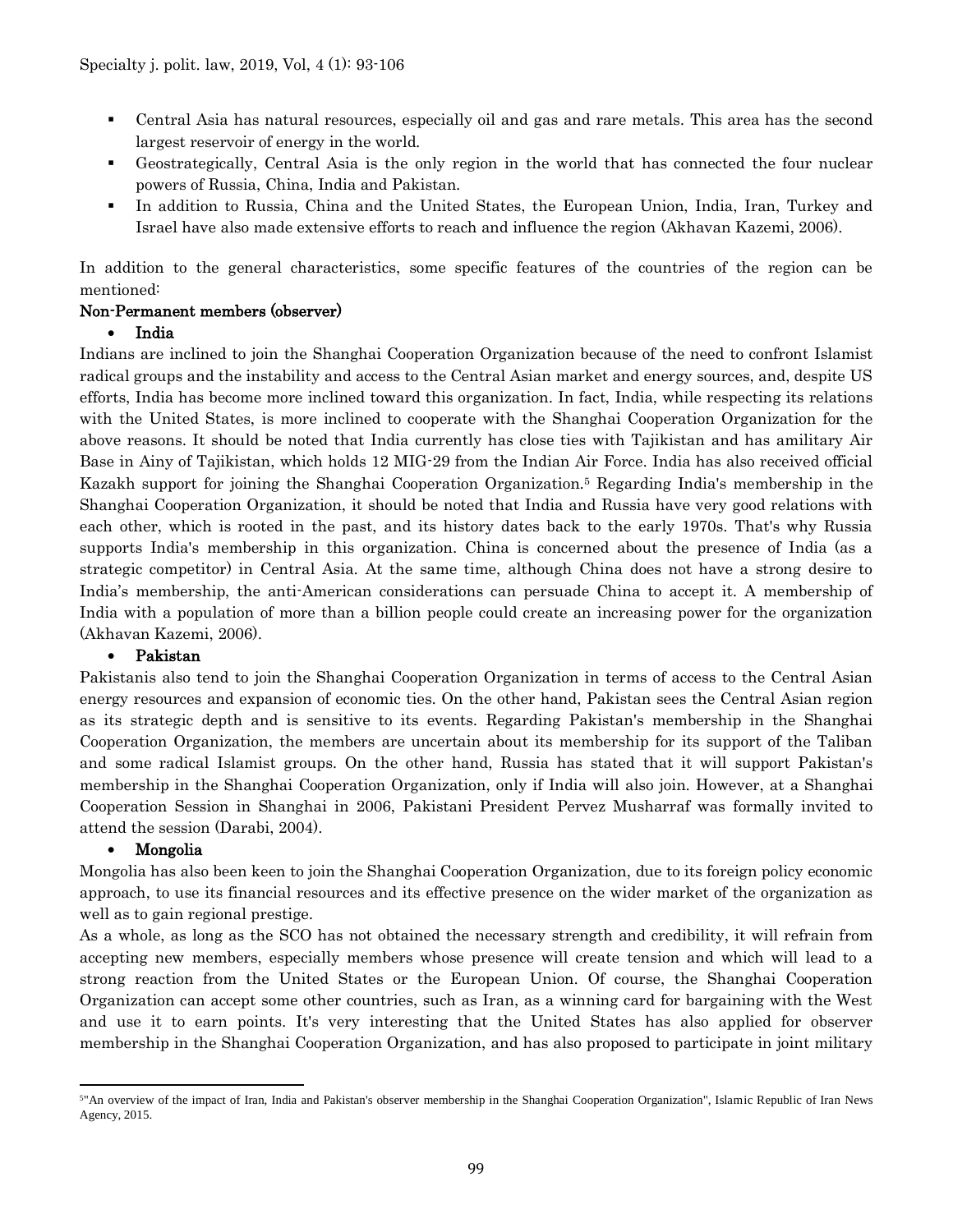- Central Asia has natural resources, especially oil and gas and rare metals. This area has the second largest reservoir of energy in the world.
- Geostrategically, Central Asia is the only region in the world that has connected the four nuclear powers of Russia, China, India and Pakistan.
- In addition to Russia, China and the United States, the European Union, India, Iran, Turkey and Israel have also made extensive efforts to reach and influence the region (Akhavan Kazemi, 2006).

In addition to the general characteristics, some specific features of the countries of the region can be mentioned:

**Non-Permanent members (observer)**

- **India**

Indians are inclined to join the Shanghai Cooperation Organization because of the need to confront Islamist radical groups and the instability and access to the Central Asian market and energy sources, and, despite US efforts, India has become more inclined toward this organization. In fact, India, while respecting its relations with the United States, is more inclined to cooperate with the Shanghai Cooperation Organization for the above reasons. It should be noted that India currently has close ties with Tajikistan and has amilitary Air Base in Ainy of Tajikistan, which holds 12 MIG-29 from the Indian Air Force. India has also received official Kazakh support for joining the Shanghai Cooperation Organization.[5] Regarding India's membership in the Shanghai Cooperation Organization, it should be noted that India and Russia have very good relations with each other, which is rooted in the past, and its history dates back to the early 1970s. That's why Russia supports India's membership in this organization. China is concerned about the presence of India (as a strategic competitor) in Central Asia. At the same time, although China does not have a strong desire to India's membership, the anti-American considerations can persuade China to accept it. A membership of India with a population of more than a billion people could create an increasing power for the organization (Akhavan Kazemi, 2006).

- **Pakistan**

Pakistanis also tend to join the Shanghai Cooperation Organization in terms of access to the Central Asian energy resources and expansion of economic ties. On the other hand, Pakistan sees the Central Asian region as its strategic depth and is sensitive to its events. Regarding Pakistan's membership in the Shanghai Cooperation Organization, the members are uncertain about its membership for its support of the Taliban and some radical Islamist groups. On the other hand, Russia has stated that it will support Pakistan's membership in the Shanghai Cooperation Organization, only if India will also join. However, at a Shanghai Cooperation Session in Shanghai in 2006, Pakistani President Pervez Musharraf was formally invited to attend the session (Darabi, 2004).

- **Mongolia**

Mongolia has also been keen to join the Shanghai Cooperation Organization, due to its foreign policy economic approach, to use its financial resources and its effective presence on the wider market of the organization as well as to gain regional prestige.

As a whole, as long as the SCO has not obtained the necessary strength and credibility, it will refrain from accepting new members, especially members whose presence will create tension and which will lead to a strong reaction from the United States or the European Union. Of course, the Shanghai Cooperation Organization can accept some other countries, such as Iran, as a winning card for bargaining with the West and use it to earn points. It's very interesting that the United States has also applied for observer membership in the Shanghai Cooperation Organization, and has also proposed to participate in joint military

[5] "An overview of the impact of Iran, India and Pakistan's observer membership in the Shanghai Cooperation Organization", Islamic Republic of Iran News Agency, 2015.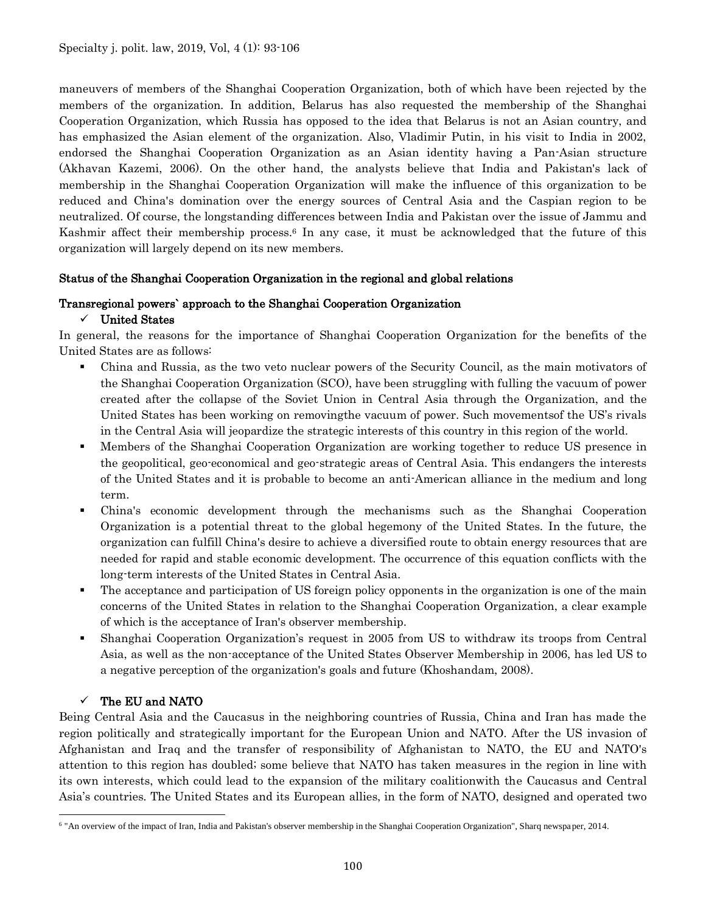maneuvers of members of the Shanghai Cooperation Organization, both of which have been rejected by the members of the organization. In addition, Belarus has also requested the membership of the Shanghai Cooperation Organization, which Russia has opposed to the idea that Belarus is not an Asian country, and has emphasized the Asian element of the organization. Also, Vladimir Putin, in his visit to India in 2002, endorsed the Shanghai Cooperation Organization as an Asian identity having a Pan-Asian structure (Akhavan Kazemi, 2006). On the other hand, the analysts believe that India and Pakistan's lack of membership in the Shanghai Cooperation Organization will make the influence of this organization to be reduced and China's domination over the energy sources of Central Asia and the Caspian region to be neutralized. Of course, the longstanding differences between India and Pakistan over the issue of Jammu and Kashmir affect their membership process.[6] In any case, it must be acknowledged that the future of this organization will largely depend on its new members.

## Status of the Shanghai Cooperation Organization in the regional and global relations

### Transregional powers` approach to the Shanghai Cooperation Organization

#### ✓ United States

In general, the reasons for the importance of Shanghai Cooperation Organization for the benefits of the United States are as follows:

- China and Russia, as the two veto nuclear powers of the Security Council, as the main motivators of the Shanghai Cooperation Organization (SCO), have been struggling with fulling the vacuum of power created after the collapse of the Soviet Union in Central Asia through the Organization, and the United States has been working on removingthe vacuum of power. Such movementsof the US's rivals in the Central Asia will jeopardize the strategic interests of this country in this region of the world.
- Members of the Shanghai Cooperation Organization are working together to reduce US presence in the geopolitical, geo-economical and geo-strategic areas of Central Asia. This endangers the interests of the United States and it is probable to become an anti-American alliance in the medium and long term.
- China's economic development through the mechanisms such as the Shanghai Cooperation Organization is a potential threat to the global hegemony of the United States. In the future, the organization can fulfill China's desire to achieve a diversified route to obtain energy resources that are needed for rapid and stable economic development. The occurrence of this equation conflicts with the long-term interests of the United States in Central Asia.
- The acceptance and participation of US foreign policy opponents in the organization is one of the main concerns of the United States in relation to the Shanghai Cooperation Organization, a clear example of which is the acceptance of Iran's observer membership.
- Shanghai Cooperation Organization's request in 2005 from US to withdraw its troops from Central Asia, as well as the non-acceptance of the United States Observer Membership in 2006, has led US to a negative perception of the organization's goals and future (Khoshandam, 2008).

#### ✓ The EU and NATO

Being Central Asia and the Caucasus in the neighboring countries of Russia, China and Iran has made the region politically and strategically important for the European Union and NATO. After the US invasion of Afghanistan and Iraq and the transfer of responsibility of Afghanistan to NATO, the EU and NATO's attention to this region has doubled; some believe that NATO has taken measures in the region in line with its own interests, which could lead to the expansion of the military coalitionwith the Caucasus and Central Asia's countries. The United States and its European allies, in the form of NATO, designed and operated two

---

[6] "An overview of the impact of Iran, India and Pakistan's observer membership in the Shanghai Cooperation Organization", Sharq newspaper, 2014.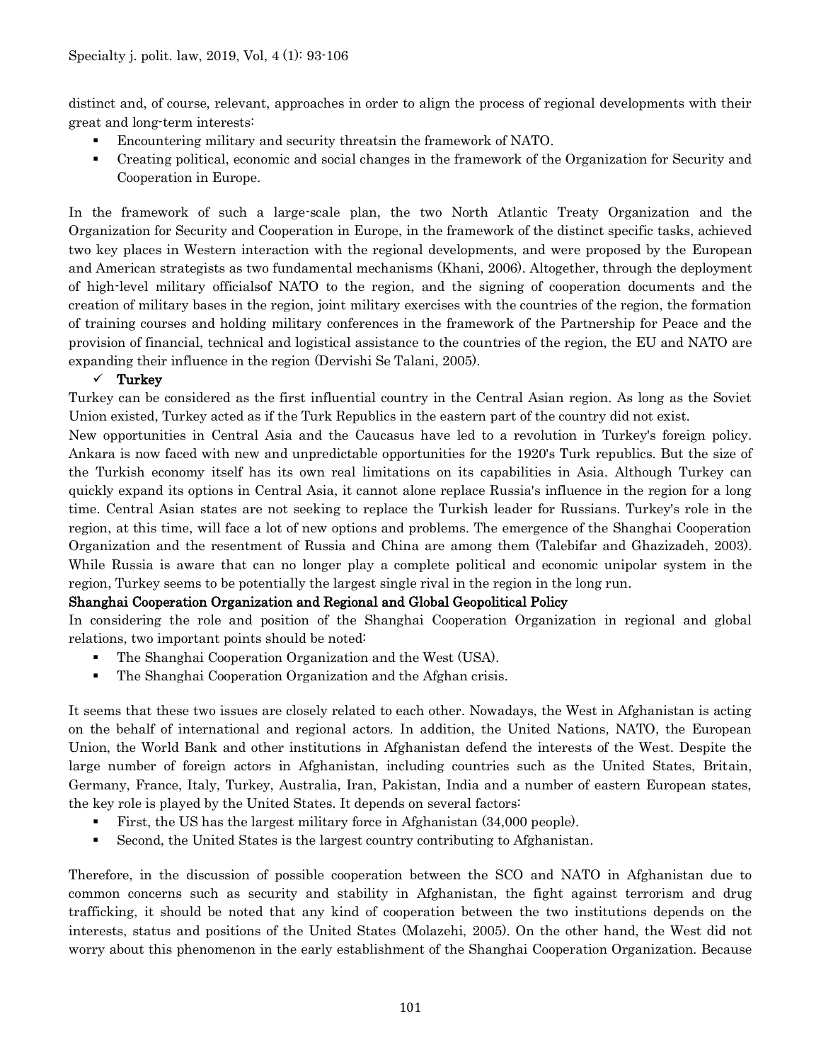distinct and, of course, relevant, approaches in order to align the process of regional developments with their great and long-term interests:

- Encountering military and security threatsin the framework of NATO.
- Creating political, economic and social changes in the framework of the Organization for Security and Cooperation in Europe.

In the framework of such a large-scale plan, the two North Atlantic Treaty Organization and the Organization for Security and Cooperation in Europe, in the framework of the distinct specific tasks, achieved two key places in Western interaction with the regional developments, and were proposed by the European and American strategists as two fundamental mechanisms (Khani, 2006). Altogether, through the deployment of high-level military officialsof NATO to the region, and the signing of cooperation documents and the creation of military bases in the region, joint military exercises with the countries of the region, the formation of training courses and holding military conferences in the framework of the Partnership for Peace and the provision of financial, technical and logistical assistance to the countries of the region, the EU and NATO are expanding their influence in the region (Dervishi Se Talani, 2005).

✓ **Turkey**

Turkey can be considered as the first influential country in the Central Asian region. As long as the Soviet Union existed, Turkey acted as if the Turk Republics in the eastern part of the country did not exist.

New opportunities in Central Asia and the Caucasus have led to a revolution in Turkey's foreign policy. Ankara is now faced with new and unpredictable opportunities for the 1920's Turk republics. But the size of the Turkish economy itself has its own real limitations on its capabilities in Asia. Although Turkey can quickly expand its options in Central Asia, it cannot alone replace Russia's influence in the region for a long time. Central Asian states are not seeking to replace the Turkish leader for Russians. Turkey's role in the region, at this time, will face a lot of new options and problems. The emergence of the Shanghai Cooperation Organization and the resentment of Russia and China are among them (Talebifar and Ghazizadeh, 2003). While Russia is aware that can no longer play a complete political and economic unipolar system in the region, Turkey seems to be potentially the largest single rival in the region in the long run.

**Shanghai Cooperation Organization and Regional and Global Geopolitical Policy**

In considering the role and position of the Shanghai Cooperation Organization in regional and global relations, two important points should be noted:

- The Shanghai Cooperation Organization and the West (USA).
- The Shanghai Cooperation Organization and the Afghan crisis.

It seems that these two issues are closely related to each other. Nowadays, the West in Afghanistan is acting on the behalf of international and regional actors. In addition, the United Nations, NATO, the European Union, the World Bank and other institutions in Afghanistan defend the interests of the West. Despite the large number of foreign actors in Afghanistan, including countries such as the United States, Britain, Germany, France, Italy, Turkey, Australia, Iran, Pakistan, India and a number of eastern European states, the key role is played by the United States. It depends on several factors:

- First, the US has the largest military force in Afghanistan (34,000 people).
- Second, the United States is the largest country contributing to Afghanistan.

Therefore, in the discussion of possible cooperation between the SCO and NATO in Afghanistan due to common concerns such as security and stability in Afghanistan, the fight against terrorism and drug trafficking, it should be noted that any kind of cooperation between the two institutions depends on the interests, status and positions of the United States (Molazehi, 2005). On the other hand, the West did not worry about this phenomenon in the early establishment of the Shanghai Cooperation Organization. Because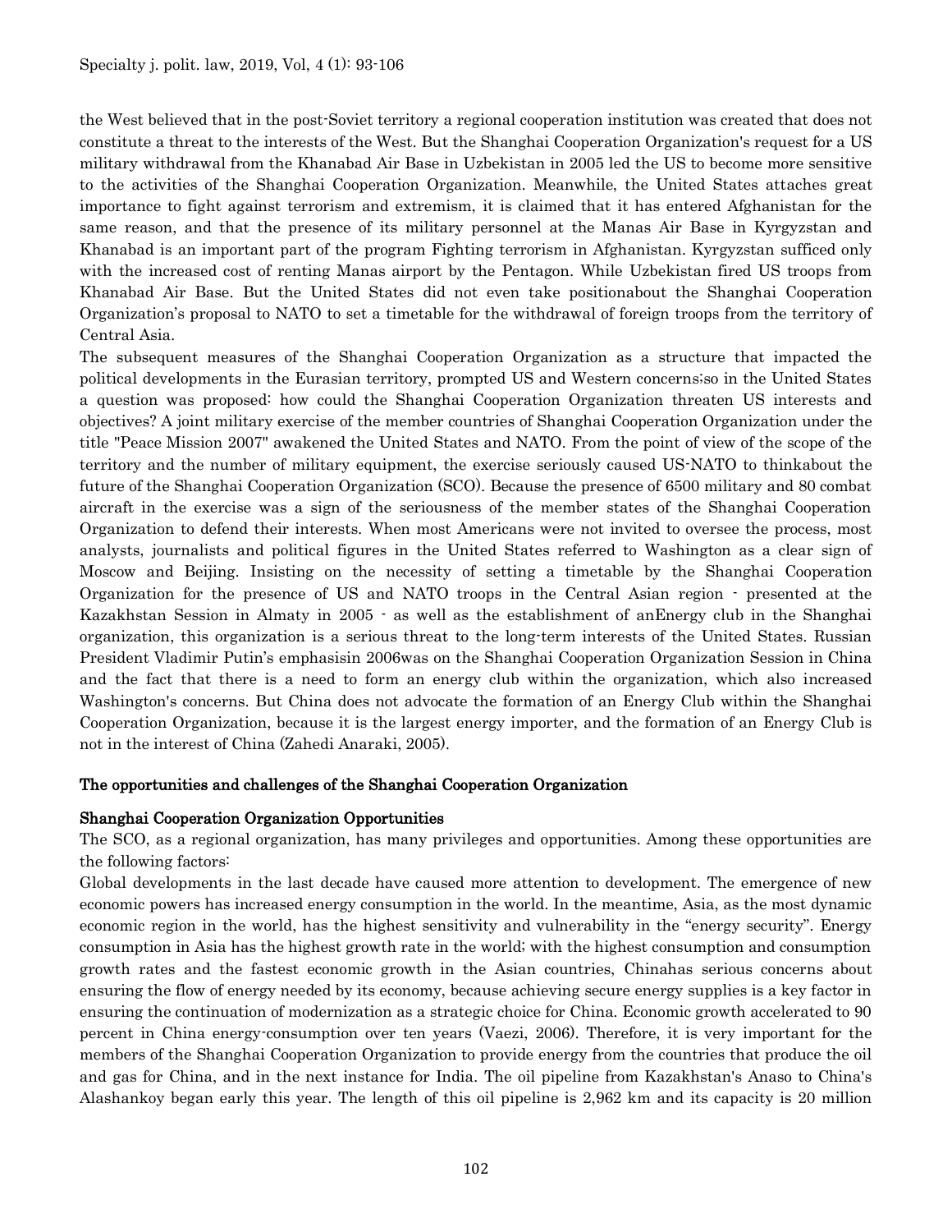the West believed that in the post-Soviet territory a regional cooperation institution was created that does not constitute a threat to the interests of the West. But the Shanghai Cooperation Organization's request for a US military withdrawal from the Khanabad Air Base in Uzbekistan in 2005 led the US to become more sensitive to the activities of the Shanghai Cooperation Organization. Meanwhile, the United States attaches great importance to fight against terrorism and extremism, it is claimed that it has entered Afghanistan for the same reason, and that the presence of its military personnel at the Manas Air Base in Kyrgyzstan and Khanabad is an important part of the program Fighting terrorism in Afghanistan. Kyrgyzstan sufficed only with the increased cost of renting Manas airport by the Pentagon. While Uzbekistan fired US troops from Khanabad Air Base. But the United States did not even take positionabout the Shanghai Cooperation Organization's proposal to NATO to set a timetable for the withdrawal of foreign troops from the territory of Central Asia.

The subsequent measures of the Shanghai Cooperation Organization as a structure that impacted the political developments in the Eurasian territory, prompted US and Western concerns;so in the United States a question was proposed: how could the Shanghai Cooperation Organization threaten US interests and objectives? A joint military exercise of the member countries of Shanghai Cooperation Organization under the title "Peace Mission 2007" awakened the United States and NATO. From the point of view of the scope of the territory and the number of military equipment, the exercise seriously caused US-NATO to thinkabout the future of the Shanghai Cooperation Organization (SCO). Because the presence of 6500 military and 80 combat aircraft in the exercise was a sign of the seriousness of the member states of the Shanghai Cooperation Organization to defend their interests. When most Americans were not invited to oversee the process, most analysts, journalists and political figures in the United States referred to Washington as a clear sign of Moscow and Beijing. Insisting on the necessity of setting a timetable by the Shanghai Cooperation Organization for the presence of US and NATO troops in the Central Asian region - presented at the Kazakhstan Session in Almaty in 2005 - as well as the establishment of anEnergy club in the Shanghai organization, this organization is a serious threat to the long-term interests of the United States. Russian President Vladimir Putin's emphasisin 2006was on the Shanghai Cooperation Organization Session in China and the fact that there is a need to form an energy club within the organization, which also increased Washington's concerns. But China does not advocate the formation of an Energy Club within the Shanghai Cooperation Organization, because it is the largest energy importer, and the formation of an Energy Club is not in the interest of China (Zahedi Anaraki, 2005).

## The opportunities and challenges of the Shanghai Cooperation Organization

### Shanghai Cooperation Organization Opportunities

The SCO, as a regional organization, has many privileges and opportunities. Among these opportunities are the following factors:

Global developments in the last decade have caused more attention to development. The emergence of new economic powers has increased energy consumption in the world. In the meantime, Asia, as the most dynamic economic region in the world, has the highest sensitivity and vulnerability in the "energy security". Energy consumption in Asia has the highest growth rate in the world; with the highest consumption and consumption growth rates and the fastest economic growth in the Asian countries, Chinahas serious concerns about ensuring the flow of energy needed by its economy, because achieving secure energy supplies is a key factor in ensuring the continuation of modernization as a strategic choice for China. Economic growth accelerated to 90 percent in China energy-consumption over ten years (Vaezi, 2006). Therefore, it is very important for the members of the Shanghai Cooperation Organization to provide energy from the countries that produce the oil and gas for China, and in the next instance for India. The oil pipeline from Kazakhstan's Anaso to China's Alashankoy began early this year. The length of this oil pipeline is 2,962 km and its capacity is 20 million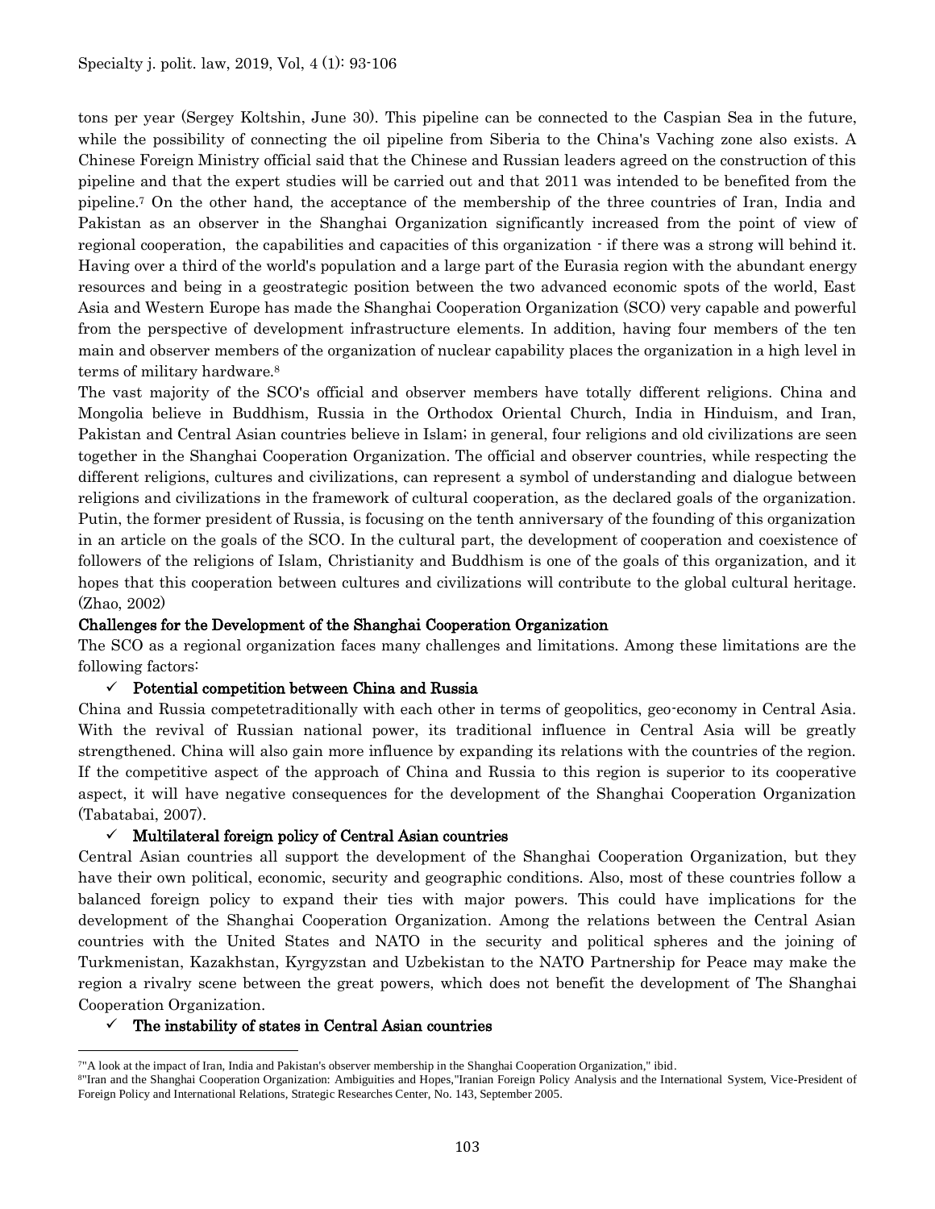tons per year (Sergey Koltshin, June 30). This pipeline can be connected to the Caspian Sea in the future, while the possibility of connecting the oil pipeline from Siberia to the China's Vaching zone also exists. A Chinese Foreign Ministry official said that the Chinese and Russian leaders agreed on the construction of this pipeline and that the expert studies will be carried out and that 2011 was intended to be benefited from the pipeline.[7] On the other hand, the acceptance of the membership of the three countries of Iran, India and Pakistan as an observer in the Shanghai Organization significantly increased from the point of view of regional cooperation, the capabilities and capacities of this organization - if there was a strong will behind it. Having over a third of the world's population and a large part of the Eurasia region with the abundant energy resources and being in a geostrategic position between the two advanced economic spots of the world, East Asia and Western Europe has made the Shanghai Cooperation Organization (SCO) very capable and powerful from the perspective of development infrastructure elements. In addition, having four members of the ten main and observer members of the organization of nuclear capability places the organization in a high level in terms of military hardware.[8]

The vast majority of the SCO's official and observer members have totally different religions. China and Mongolia believe in Buddhism, Russia in the Orthodox Oriental Church, India in Hinduism, and Iran, Pakistan and Central Asian countries believe in Islam; in general, four religions and old civilizations are seen together in the Shanghai Cooperation Organization. The official and observer countries, while respecting the different religions, cultures and civilizations, can represent a symbol of understanding and dialogue between religions and civilizations in the framework of cultural cooperation, as the declared goals of the organization. Putin, the former president of Russia, is focusing on the tenth anniversary of the founding of this organization in an article on the goals of the SCO. In the cultural part, the development of cooperation and coexistence of followers of the religions of Islam, Christianity and Buddhism is one of the goals of this organization, and it hopes that this cooperation between cultures and civilizations will contribute to the global cultural heritage. (Zhao, 2002)

## Challenges for the Development of the Shanghai Cooperation Organization

The SCO as a regional organization faces many challenges and limitations. Among these limitations are the following factors:

- ✓ **Potential competition between China and Russia**

China and Russia competetraditionally with each other in terms of geopolitics, geo-economy in Central Asia. With the revival of Russian national power, its traditional influence in Central Asia will be greatly strengthened. China will also gain more influence by expanding its relations with the countries of the region. If the competitive aspect of the approach of China and Russia to this region is superior to its cooperative aspect, it will have negative consequences for the development of the Shanghai Cooperation Organization (Tabatabai, 2007).

- ✓ **Multilateral foreign policy of Central Asian countries**

Central Asian countries all support the development of the Shanghai Cooperation Organization, but they have their own political, economic, security and geographic conditions. Also, most of these countries follow a balanced foreign policy to expand their ties with major powers. This could have implications for the development of the Shanghai Cooperation Organization. Among the relations between the Central Asian countries with the United States and NATO in the security and political spheres and the joining of Turkmenistan, Kazakhstan, Kyrgyzstan and Uzbekistan to the NATO Partnership for Peace may make the region a rivalry scene between the great powers, which does not benefit the development of The Shanghai Cooperation Organization.

- ✓ **The instability of states in Central Asian countries**

---

[7] "A look at the impact of Iran, India and Pakistan's observer membership in the Shanghai Cooperation Organization," ibid.

[8] "Iran and the Shanghai Cooperation Organization: Ambiguities and Hopes,"Iranian Foreign Policy Analysis and the International System, Vice-President of Foreign Policy and International Relations, Strategic Researches Center, No. 143, September 2005.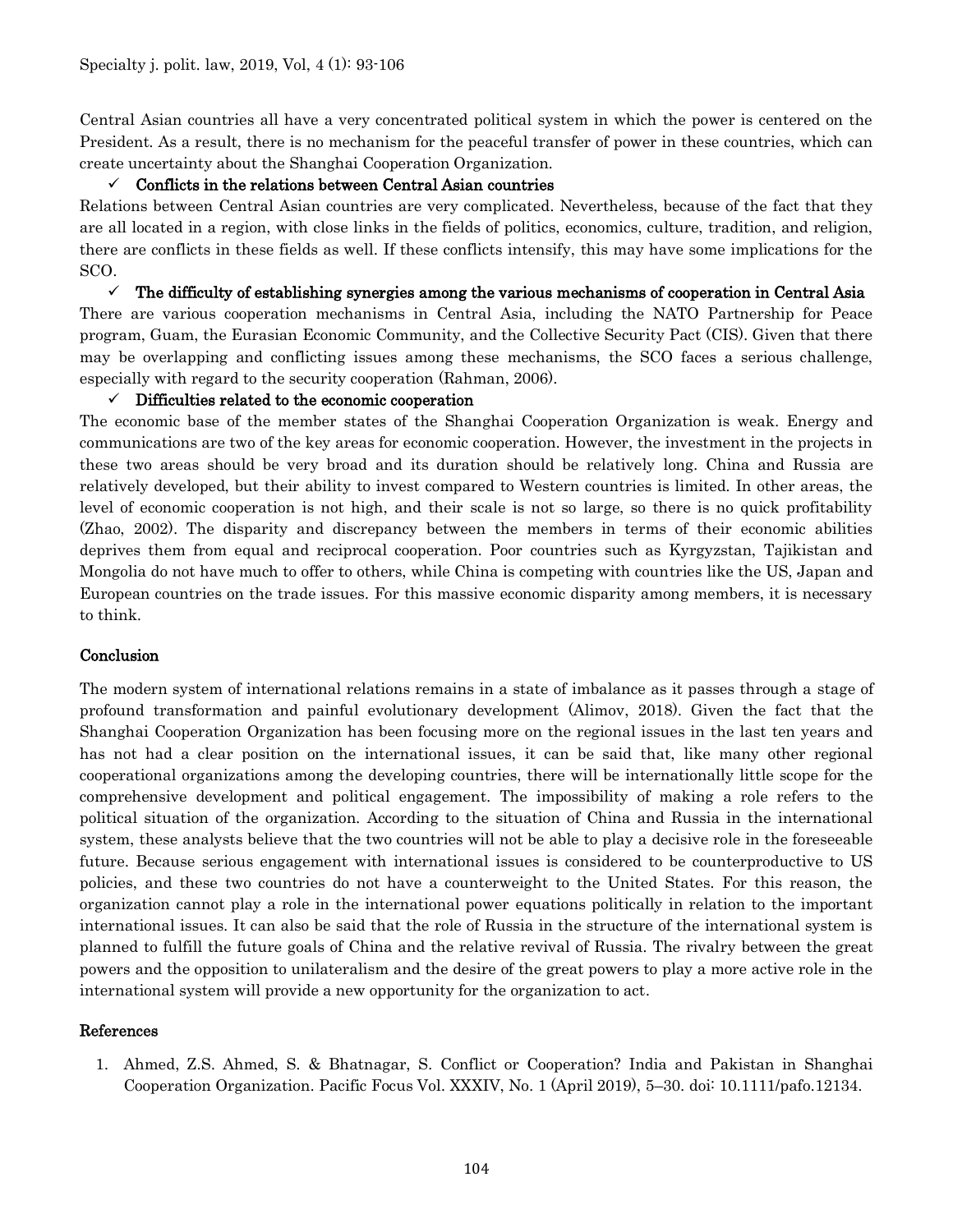Central Asian countries all have a very concentrated political system in which the power is centered on the President. As a result, there is no mechanism for the peaceful transfer of power in these countries, which can create uncertainty about the Shanghai Cooperation Organization.

- ✓ **Conflicts in the relations between Central Asian countries**

Relations between Central Asian countries are very complicated. Nevertheless, because of the fact that they are all located in a region, with close links in the fields of politics, economics, culture, tradition, and religion, there are conflicts in these fields as well. If these conflicts intensify, this may have some implications for the SCO.

- ✓ **The difficulty of establishing synergies among the various mechanisms of cooperation in Central Asia**

There are various cooperation mechanisms in Central Asia, including the NATO Partnership for Peace program, Guam, the Eurasian Economic Community, and the Collective Security Pact (CIS). Given that there may be overlapping and conflicting issues among these mechanisms, the SCO faces a serious challenge, especially with regard to the security cooperation (Rahman, 2006).

- ✓ **Difficulties related to the economic cooperation**

The economic base of the member states of the Shanghai Cooperation Organization is weak. Energy and communications are two of the key areas for economic cooperation. However, the investment in the projects in these two areas should be very broad and its duration should be relatively long. China and Russia are relatively developed, but their ability to invest compared to Western countries is limited. In other areas, the level of economic cooperation is not high, and their scale is not so large, so there is no quick profitability (Zhao, 2002). The disparity and discrepancy between the members in terms of their economic abilities deprives them from equal and reciprocal cooperation. Poor countries such as Kyrgyzstan, Tajikistan and Mongolia do not have much to offer to others, while China is competing with countries like the US, Japan and European countries on the trade issues. For this massive economic disparity among members, it is necessary to think.

## Conclusion

The modern system of international relations remains in a state of imbalance as it passes through a stage of profound transformation and painful evolutionary development (Alimov, 2018). Given the fact that the Shanghai Cooperation Organization has been focusing more on the regional issues in the last ten years and has not had a clear position on the international issues, it can be said that, like many other regional cooperational organizations among the developing countries, there will be internationally little scope for the comprehensive development and political engagement. The impossibility of making a role refers to the political situation of the organization. According to the situation of China and Russia in the international system, these analysts believe that the two countries will not be able to play a decisive role in the foreseeable future. Because serious engagement with international issues is considered to be counterproductive to US policies, and these two countries do not have a counterweight to the United States. For this reason, the organization cannot play a role in the international power equations politically in relation to the important international issues. It can also be said that the role of Russia in the structure of the international system is planned to fulfill the future goals of China and the relative revival of Russia. The rivalry between the great powers and the opposition to unilateralism and the desire of the great powers to play a more active role in the international system will provide a new opportunity for the organization to act.

## References

1. Ahmed, Z.S. Ahmed, S. & Bhatnagar, S. Conflict or Cooperation? India and Pakistan in Shanghai Cooperation Organization. Pacific Focus Vol. XXXIV, No. 1 (April 2019), 5–30. doi: 10.1111/pafo.12134.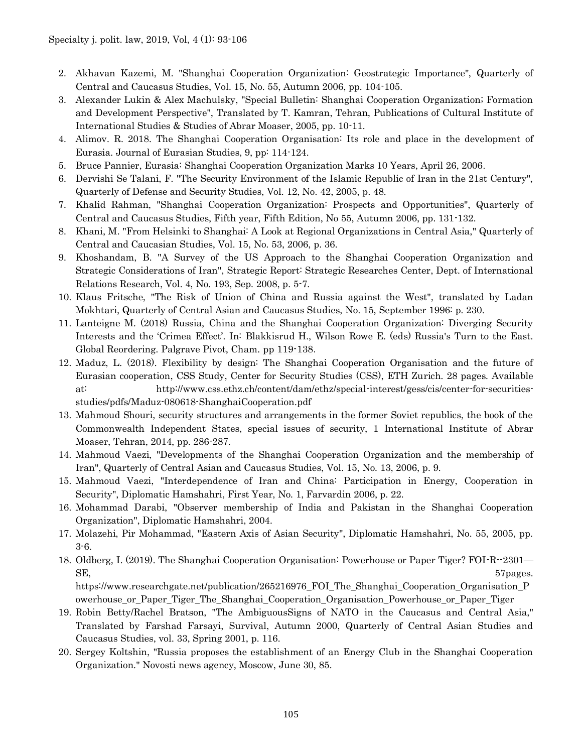2. Akhavan Kazemi, M. "Shanghai Cooperation Organization: Geostrategic Importance", Quarterly of Central and Caucasus Studies, Vol. 15, No. 55, Autumn 2006, pp. 104-105.
3. Alexander Lukin & Alex Machulsky, "Special Bulletin: Shanghai Cooperation Organization; Formation and Development Perspective", Translated by T. Kamran, Tehran, Publications of Cultural Institute of International Studies & Studies of Abrar Moaser, 2005, pp. 10-11.
4. Alimov. R. 2018. The Shanghai Cooperation Organisation: Its role and place in the development of Eurasia. Journal of Eurasian Studies, 9, pp: 114-124.
5. Bruce Pannier, Eurasia: Shanghai Cooperation Organization Marks 10 Years, April 26, 2006.
6. Dervishi Se Talani, F. "The Security Environment of the Islamic Republic of Iran in the 21st Century", Quarterly of Defense and Security Studies, Vol. 12, No. 42, 2005, p. 48.
7. Khalid Rahman, "Shanghai Cooperation Organization: Prospects and Opportunities", Quarterly of Central and Caucasus Studies, Fifth year, Fifth Edition, No 55, Autumn 2006, pp. 131-132.
8. Khani, M. "From Helsinki to Shanghai: A Look at Regional Organizations in Central Asia," Quarterly of Central and Caucasian Studies, Vol. 15, No. 53, 2006, p. 36.
9. Khoshandam, B. "A Survey of the US Approach to the Shanghai Cooperation Organization and Strategic Considerations of Iran", Strategic Report: Strategic Researches Center, Dept. of International Relations Research, Vol. 4, No. 193, Sep. 2008, p. 5-7.
10. Klaus Fritsche, "The Risk of Union of China and Russia against the West", translated by Ladan Mokhtari, Quarterly of Central Asian and Caucasus Studies, No. 15, September 1996: p. 230.
11. Lanteigne M. (2018) Russia, China and the Shanghai Cooperation Organization: Diverging Security Interests and the 'Crimea Effect'. In: Blakkisrud H., Wilson Rowe E. (eds) Russia's Turn to the East. Global Reordering. Palgrave Pivot, Cham. pp 119-138.
12. Maduz, L. (2018). Flexibility by design: The Shanghai Cooperation Organisation and the future of Eurasian cooperation, CSS Study, Center for Security Studies (CSS), ETH Zurich. 28 pages. Available at: http://www.css.ethz.ch/content/dam/ethz/special-interest/gess/cis/center-for-securities-studies/pdfs/Maduz-080618-ShanghaiCooperation.pdf
13. Mahmoud Shouri, security structures and arrangements in the former Soviet republics, the book of the Commonwealth Independent States, special issues of security, 1 International Institute of Abrar Moaser, Tehran, 2014, pp. 286-287.
14. Mahmoud Vaezi, "Developments of the Shanghai Cooperation Organization and the membership of Iran", Quarterly of Central Asian and Caucasus Studies, Vol. 15, No. 13, 2006, p. 9.
15. Mahmoud Vaezi, "Interdependence of Iran and China: Participation in Energy, Cooperation in Security", Diplomatic Hamshahri, First Year, No. 1, Farvardin 2006, p. 22.
16. Mohammad Darabi, "Observer membership of India and Pakistan in the Shanghai Cooperation Organization", Diplomatic Hamshahri, 2004.
17. Molazehi, Pir Mohammad, "Eastern Axis of Asian Security", Diplomatic Hamshahri, No. 55, 2005, pp. 3-6.
18. Oldberg, I. (2019). The Shanghai Cooperation Organisation: Powerhouse or Paper Tiger? FOI-R--2301—SE, 57pages. https://www.researchgate.net/publication/265216976_FOI_The_Shanghai_Cooperation_Organisation_Powerhouse_or_Paper_Tiger_The_Shanghai_Cooperation_Organisation_Powerhouse_or_Paper_Tiger
19. Robin Betty/Rachel Bratson, "The AmbiguousSigns of NATO in the Caucasus and Central Asia," Translated by Farshad Farsayi, Survival, Autumn 2000, Quarterly of Central Asian Studies and Caucasus Studies, vol. 33, Spring 2001, p. 116.
20. Sergey Koltshin, "Russia proposes the establishment of an Energy Club in the Shanghai Cooperation Organization." Novosti news agency, Moscow, June 30, 85.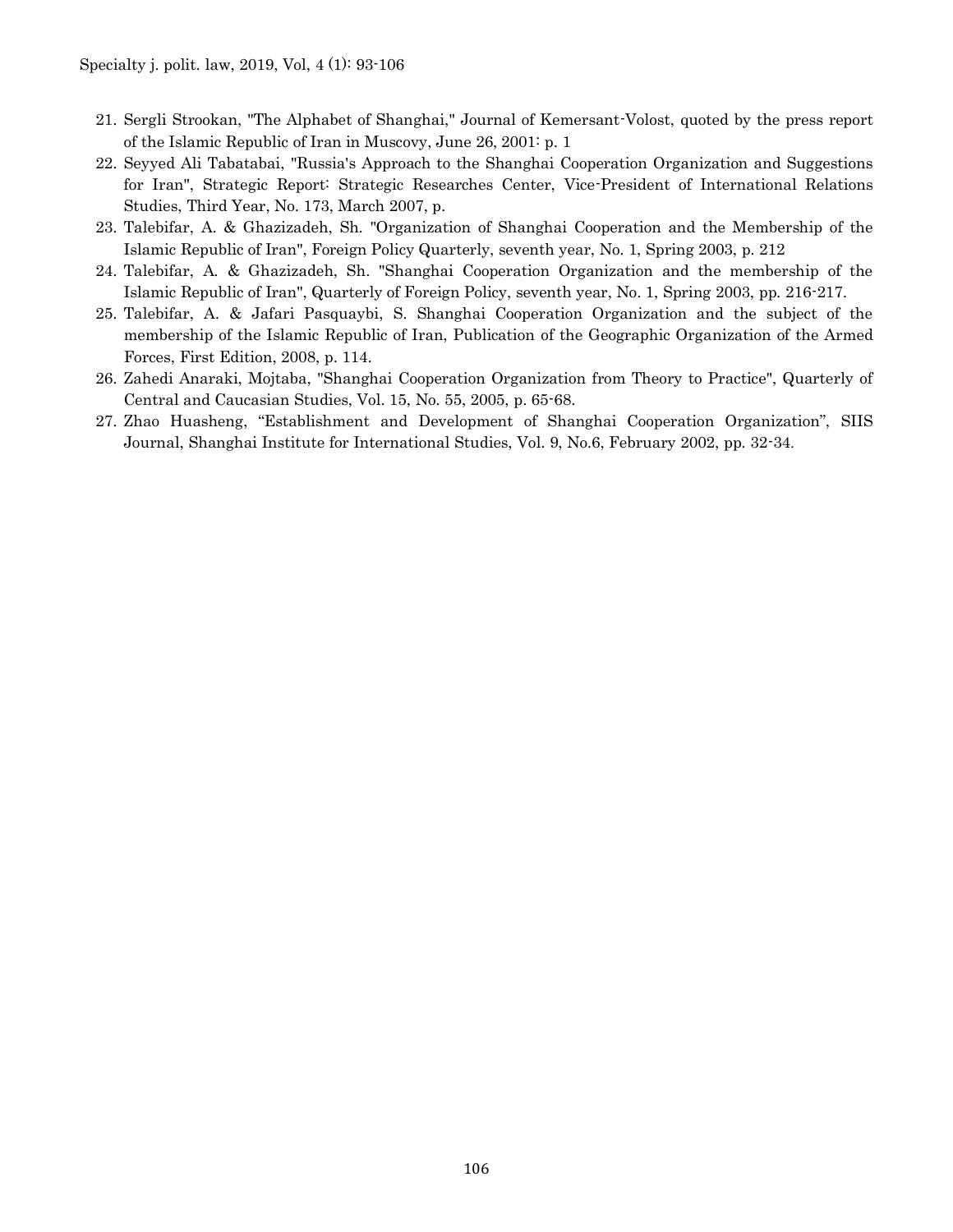21. Sergli Strookan, "The Alphabet of Shanghai," Journal of Kemersant-Volost, quoted by the press report of the Islamic Republic of Iran in Muscovy, June 26, 2001: p. 1
22. Seyyed Ali Tabatabai, "Russia's Approach to the Shanghai Cooperation Organization and Suggestions for Iran", Strategic Report: Strategic Researches Center, Vice-President of International Relations Studies, Third Year, No. 173, March 2007, p.
23. Talebifar, A. & Ghazizadeh, Sh. "Organization of Shanghai Cooperation and the Membership of the Islamic Republic of Iran", Foreign Policy Quarterly, seventh year, No. 1, Spring 2003, p. 212
24. Talebifar, A. & Ghazizadeh, Sh. "Shanghai Cooperation Organization and the membership of the Islamic Republic of Iran", Quarterly of Foreign Policy, seventh year, No. 1, Spring 2003, pp. 216-217.
25. Talebifar, A. & Jafari Pasquaybi, S. Shanghai Cooperation Organization and the subject of the membership of the Islamic Republic of Iran, Publication of the Geographic Organization of the Armed Forces, First Edition, 2008, p. 114.
26. Zahedi Anaraki, Mojtaba, "Shanghai Cooperation Organization from Theory to Practice", Quarterly of Central and Caucasian Studies, Vol. 15, No. 55, 2005, p. 65-68.
27. Zhao Huasheng, "Establishment and Development of Shanghai Cooperation Organization", SIIS Journal, Shanghai Institute for International Studies, Vol. 9, No.6, February 2002, pp. 32-34.